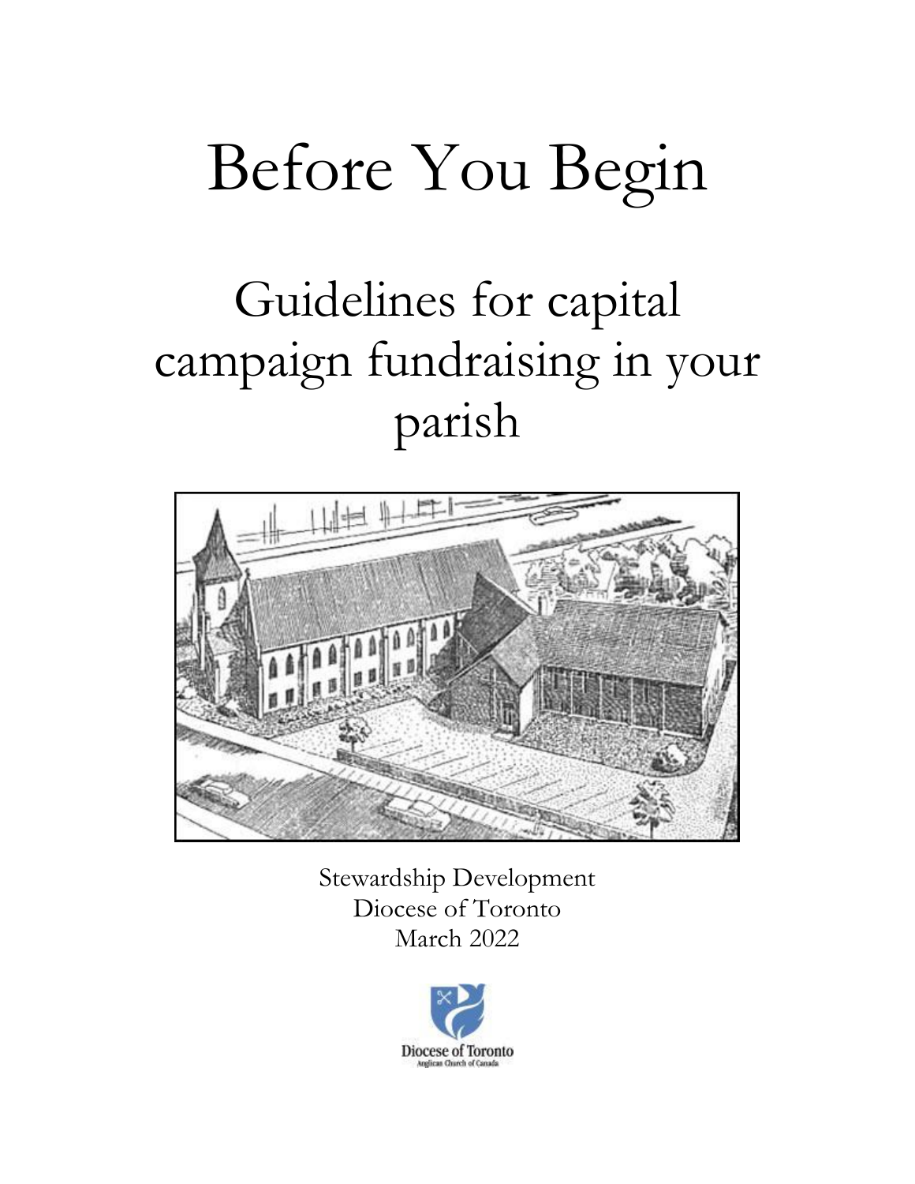# Before You Begin

## Guidelines for capital campaign fundraising in your parish

Stewardship Development
Diocese of Toronto
March 2022

Diocese of Toronto
Anglican Church of Canada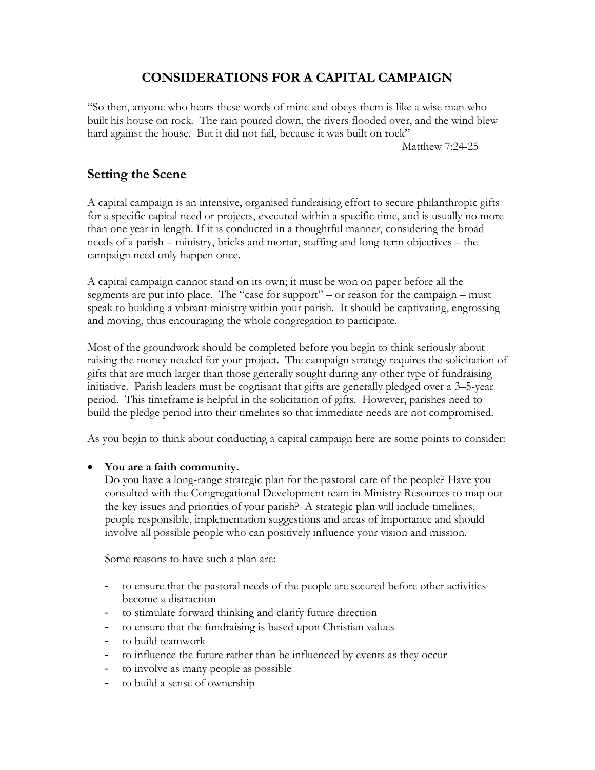# CONSIDERATIONS FOR A CAPITAL CAMPAIGN

"So then, anyone who hears these words of mine and obeys them is like a wise man who built his house on rock. The rain poured down, the rivers flooded over, and the wind blew hard against the house. But it did not fail, because it was built on rock"

Matthew 7:24-25

## Setting the Scene

A capital campaign is an intensive, organised fundraising effort to secure philanthropic gifts for a specific capital need or projects, executed within a specific time, and is usually no more than one year in length. If it is conducted in a thoughtful manner, considering the broad needs of a parish – ministry, bricks and mortar, staffing and long-term objectives – the campaign need only happen once.

A capital campaign cannot stand on its own; it must be won on paper before all the segments are put into place. The "case for support" – or reason for the campaign – must speak to building a vibrant ministry within your parish. It should be captivating, engrossing and moving, thus encouraging the whole congregation to participate.

Most of the groundwork should be completed before you begin to think seriously about raising the money needed for your project. The campaign strategy requires the solicitation of gifts that are much larger than those generally sought during any other type of fundraising initiative. Parish leaders must be cognisant that gifts are generally pledged over a 3–5-year period. This timeframe is helpful in the solicitation of gifts. However, parishes need to build the pledge period into their timelines so that immediate needs are not compromised.

As you begin to think about conducting a capital campaign here are some points to consider:

- **You are a faith community.**
  Do you have a long-range strategic plan for the pastoral care of the people? Have you consulted with the Congregational Development team in Ministry Resources to map out the key issues and priorities of your parish? A strategic plan will include timelines, people responsible, implementation suggestions and areas of importance and should involve all possible people who can positively influence your vision and mission.

  Some reasons to have such a plan are:

  - to ensure that the pastoral needs of the people are secured before other activities become a distraction
  - to stimulate forward thinking and clarify future direction
  - to ensure that the fundraising is based upon Christian values
  - to build teamwork
  - to influence the future rather than be influenced by events as they occur
  - to involve as many people as possible
  - to build a sense of ownership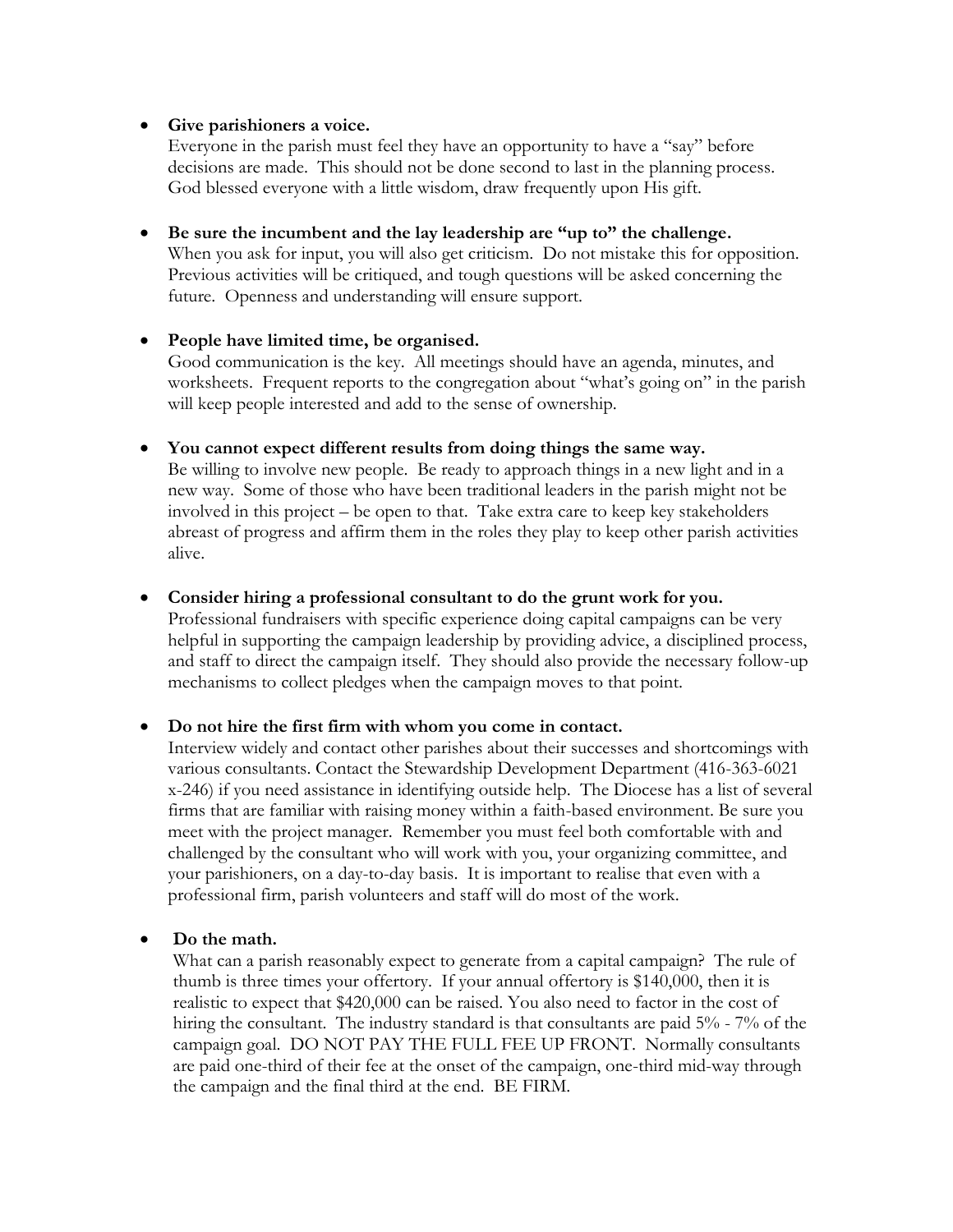- **Give parishioners a voice.**
  Everyone in the parish must feel they have an opportunity to have a "say" before decisions are made. This should not be done second to last in the planning process. God blessed everyone with a little wisdom, draw frequently upon His gift.

- **Be sure the incumbent and the lay leadership are "up to" the challenge.**
  When you ask for input, you will also get criticism. Do not mistake this for opposition. Previous activities will be critiqued, and tough questions will be asked concerning the future. Openness and understanding will ensure support.

- **People have limited time, be organised.**
  Good communication is the key. All meetings should have an agenda, minutes, and worksheets. Frequent reports to the congregation about "what's going on" in the parish will keep people interested and add to the sense of ownership.

- **You cannot expect different results from doing things the same way.**
  Be willing to involve new people. Be ready to approach things in a new light and in a new way. Some of those who have been traditional leaders in the parish might not be involved in this project – be open to that. Take extra care to keep key stakeholders abreast of progress and affirm them in the roles they play to keep other parish activities alive.

- **Consider hiring a professional consultant to do the grunt work for you.**
  Professional fundraisers with specific experience doing capital campaigns can be very helpful in supporting the campaign leadership by providing advice, a disciplined process, and staff to direct the campaign itself. They should also provide the necessary follow-up mechanisms to collect pledges when the campaign moves to that point.

- **Do not hire the first firm with whom you come in contact.**
  Interview widely and contact other parishes about their successes and shortcomings with various consultants. Contact the Stewardship Development Department (416-363-6021 x-246) if you need assistance in identifying outside help. The Diocese has a list of several firms that are familiar with raising money within a faith-based environment. Be sure you meet with the project manager. Remember you must feel both comfortable with and challenged by the consultant who will work with you, your organizing committee, and your parishioners, on a day-to-day basis. It is important to realise that even with a professional firm, parish volunteers and staff will do most of the work.

- **Do the math.**
  What can a parish reasonably expect to generate from a capital campaign? The rule of thumb is three times your offertory. If your annual offertory is $140,000, then it is realistic to expect that $420,000 can be raised. You also need to factor in the cost of hiring the consultant. The industry standard is that consultants are paid 5% - 7% of the campaign goal. DO NOT PAY THE FULL FEE UP FRONT. Normally consultants are paid one-third of their fee at the onset of the campaign, one-third mid-way through the campaign and the final third at the end. BE FIRM.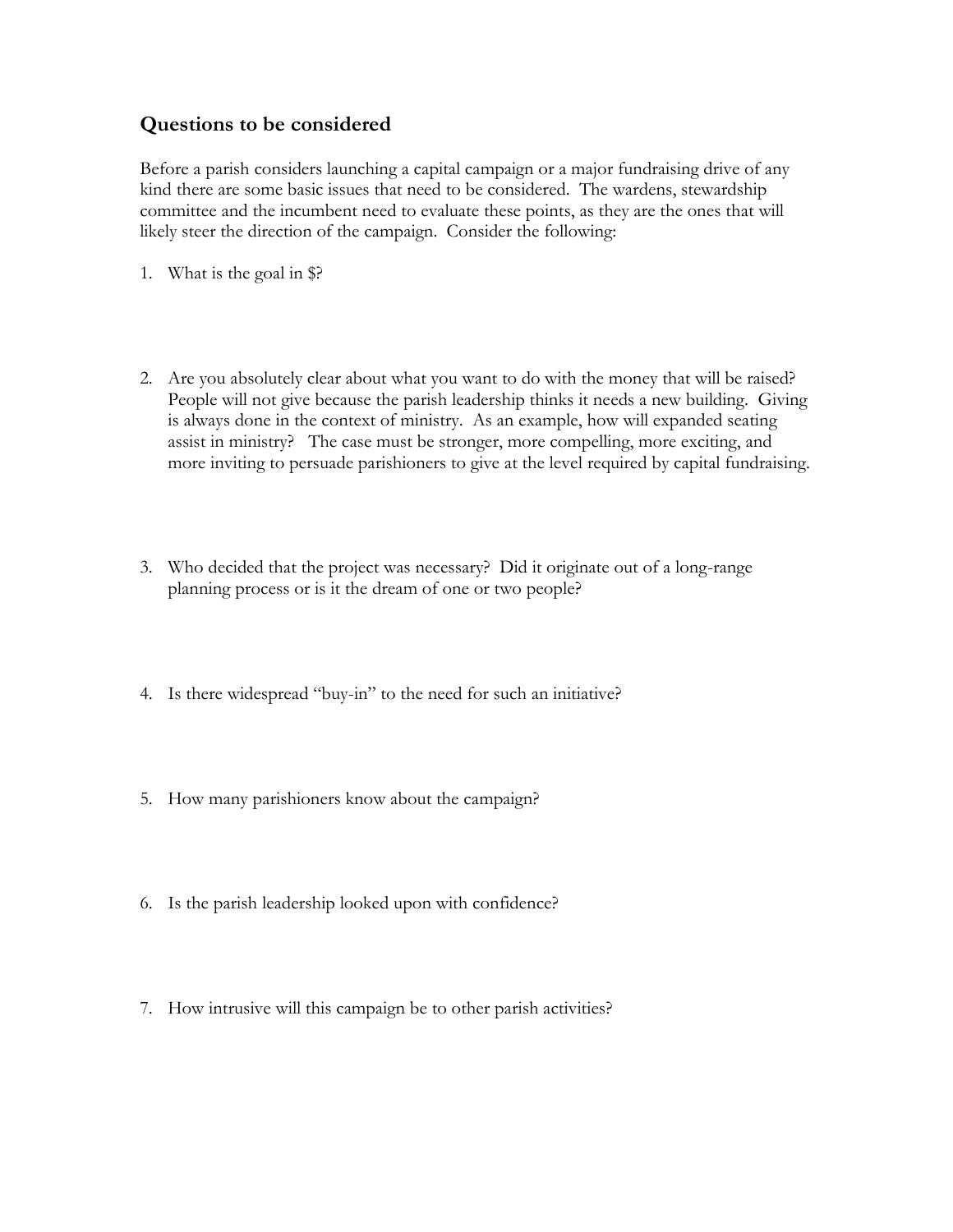## Questions to be considered

Before a parish considers launching a capital campaign or a major fundraising drive of any kind there are some basic issues that need to be considered. The wardens, stewardship committee and the incumbent need to evaluate these points, as they are the ones that will likely steer the direction of the campaign. Consider the following:

1. What is the goal in $?

2. Are you absolutely clear about what you want to do with the money that will be raised? People will not give because the parish leadership thinks it needs a new building. Giving is always done in the context of ministry. As an example, how will expanded seating assist in ministry? The case must be stronger, more compelling, more exciting, and more inviting to persuade parishioners to give at the level required by capital fundraising.

3. Who decided that the project was necessary? Did it originate out of a long-range planning process or is it the dream of one or two people?

4. Is there widespread "buy-in" to the need for such an initiative?

5. How many parishioners know about the campaign?

6. Is the parish leadership looked upon with confidence?

7. How intrusive will this campaign be to other parish activities?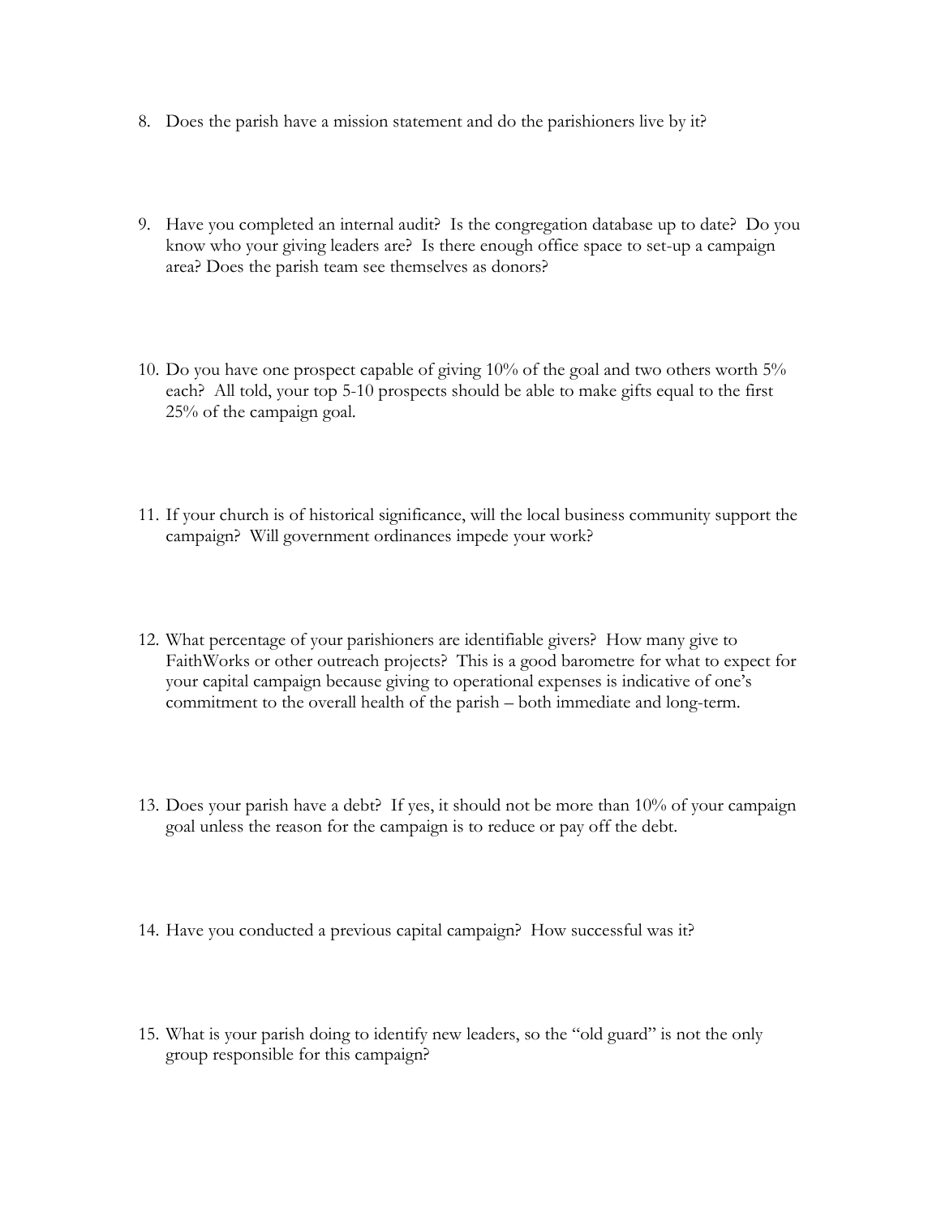8. Does the parish have a mission statement and do the parishioners live by it?

9. Have you completed an internal audit? Is the congregation database up to date? Do you know who your giving leaders are? Is there enough office space to set-up a campaign area? Does the parish team see themselves as donors?

10. Do you have one prospect capable of giving 10% of the goal and two others worth 5% each? All told, your top 5-10 prospects should be able to make gifts equal to the first 25% of the campaign goal.

11. If your church is of historical significance, will the local business community support the campaign? Will government ordinances impede your work?

12. What percentage of your parishioners are identifiable givers? How many give to FaithWorks or other outreach projects? This is a good barometre for what to expect for your capital campaign because giving to operational expenses is indicative of one's commitment to the overall health of the parish – both immediate and long-term.

13. Does your parish have a debt? If yes, it should not be more than 10% of your campaign goal unless the reason for the campaign is to reduce or pay off the debt.

14. Have you conducted a previous capital campaign? How successful was it?

15. What is your parish doing to identify new leaders, so the "old guard" is not the only group responsible for this campaign?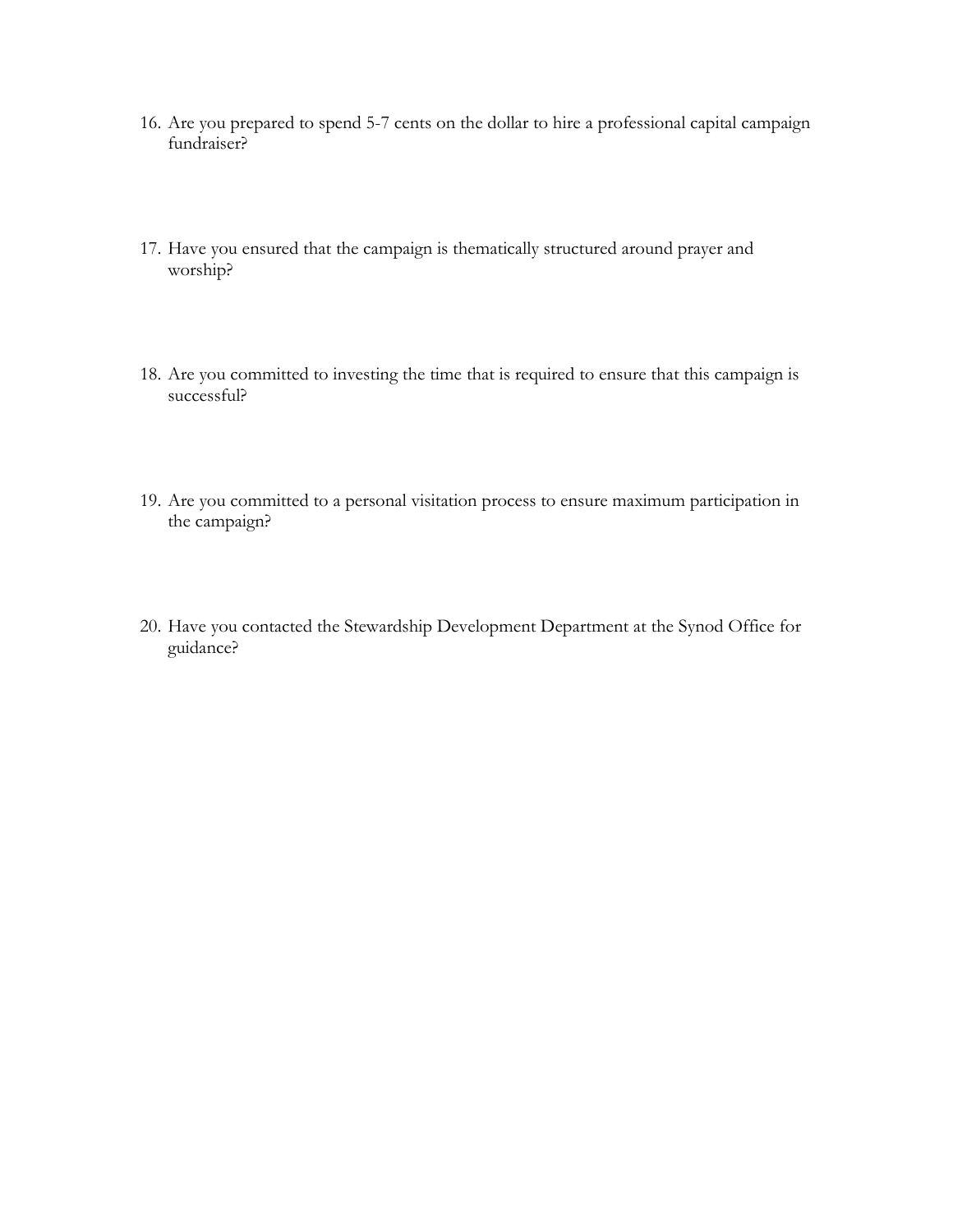16. Are you prepared to spend 5-7 cents on the dollar to hire a professional capital campaign fundraiser?

17. Have you ensured that the campaign is thematically structured around prayer and worship?

18. Are you committed to investing the time that is required to ensure that this campaign is successful?

19. Are you committed to a personal visitation process to ensure maximum participation in the campaign?

20. Have you contacted the Stewardship Development Department at the Synod Office for guidance?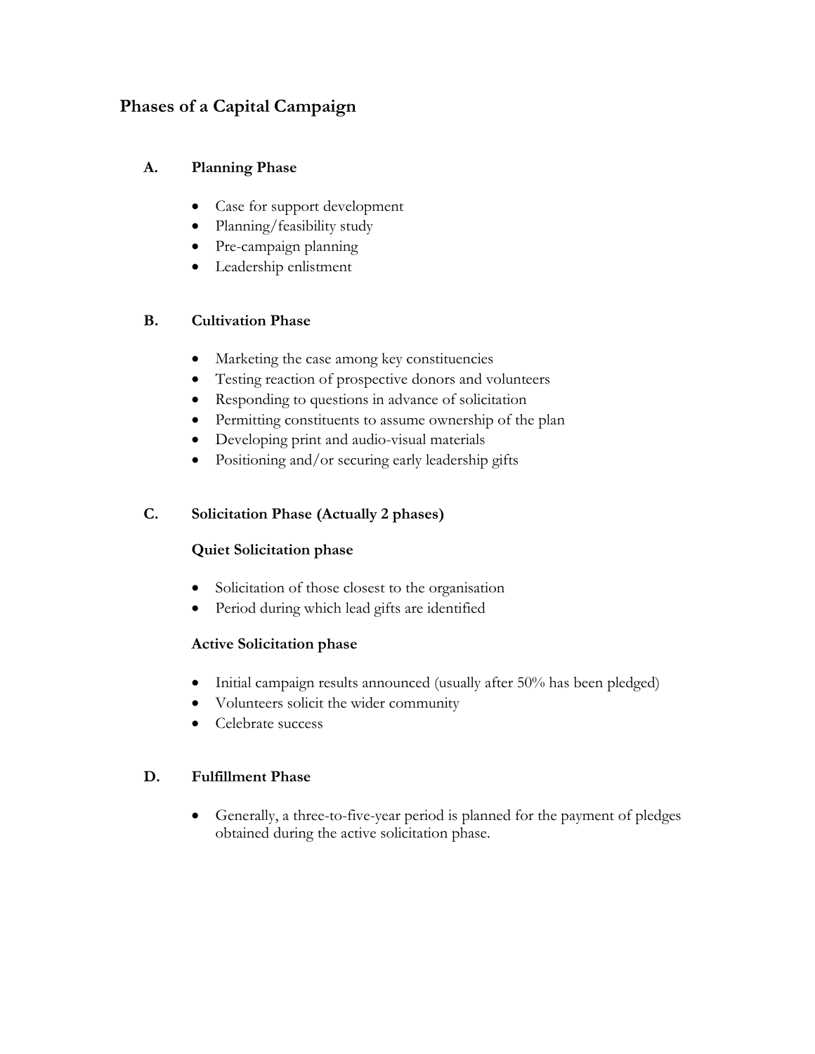# Phases of a Capital Campaign

## A. Planning Phase

- Case for support development
- Planning/feasibility study
- Pre-campaign planning
- Leadership enlistment

## B. Cultivation Phase

- Marketing the case among key constituencies
- Testing reaction of prospective donors and volunteers
- Responding to questions in advance of solicitation
- Permitting constituents to assume ownership of the plan
- Developing print and audio-visual materials
- Positioning and/or securing early leadership gifts

## C. Solicitation Phase (Actually 2 phases)

### Quiet Solicitation phase

- Solicitation of those closest to the organisation
- Period during which lead gifts are identified

### Active Solicitation phase

- Initial campaign results announced (usually after 50% has been pledged)
- Volunteers solicit the wider community
- Celebrate success

## D. Fulfillment Phase

- Generally, a three-to-five-year period is planned for the payment of pledges obtained during the active solicitation phase.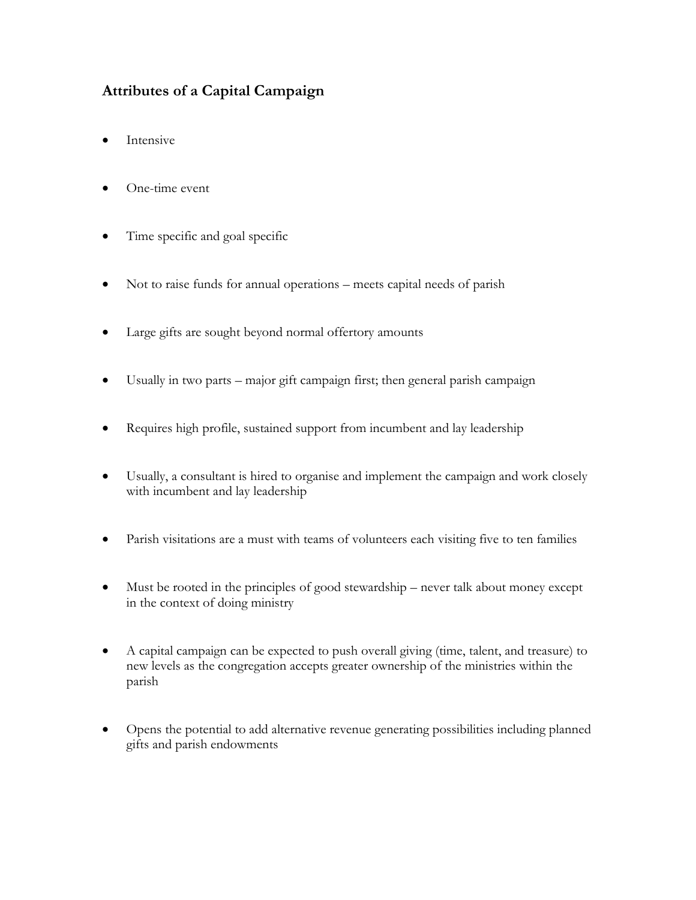## Attributes of a Capital Campaign

- Intensive
- One-time event
- Time specific and goal specific
- Not to raise funds for annual operations – meets capital needs of parish
- Large gifts are sought beyond normal offertory amounts
- Usually in two parts – major gift campaign first; then general parish campaign
- Requires high profile, sustained support from incumbent and lay leadership
- Usually, a consultant is hired to organise and implement the campaign and work closely with incumbent and lay leadership
- Parish visitations are a must with teams of volunteers each visiting five to ten families
- Must be rooted in the principles of good stewardship – never talk about money except in the context of doing ministry
- A capital campaign can be expected to push overall giving (time, talent, and treasure) to new levels as the congregation accepts greater ownership of the ministries within the parish
- Opens the potential to add alternative revenue generating possibilities including planned gifts and parish endowments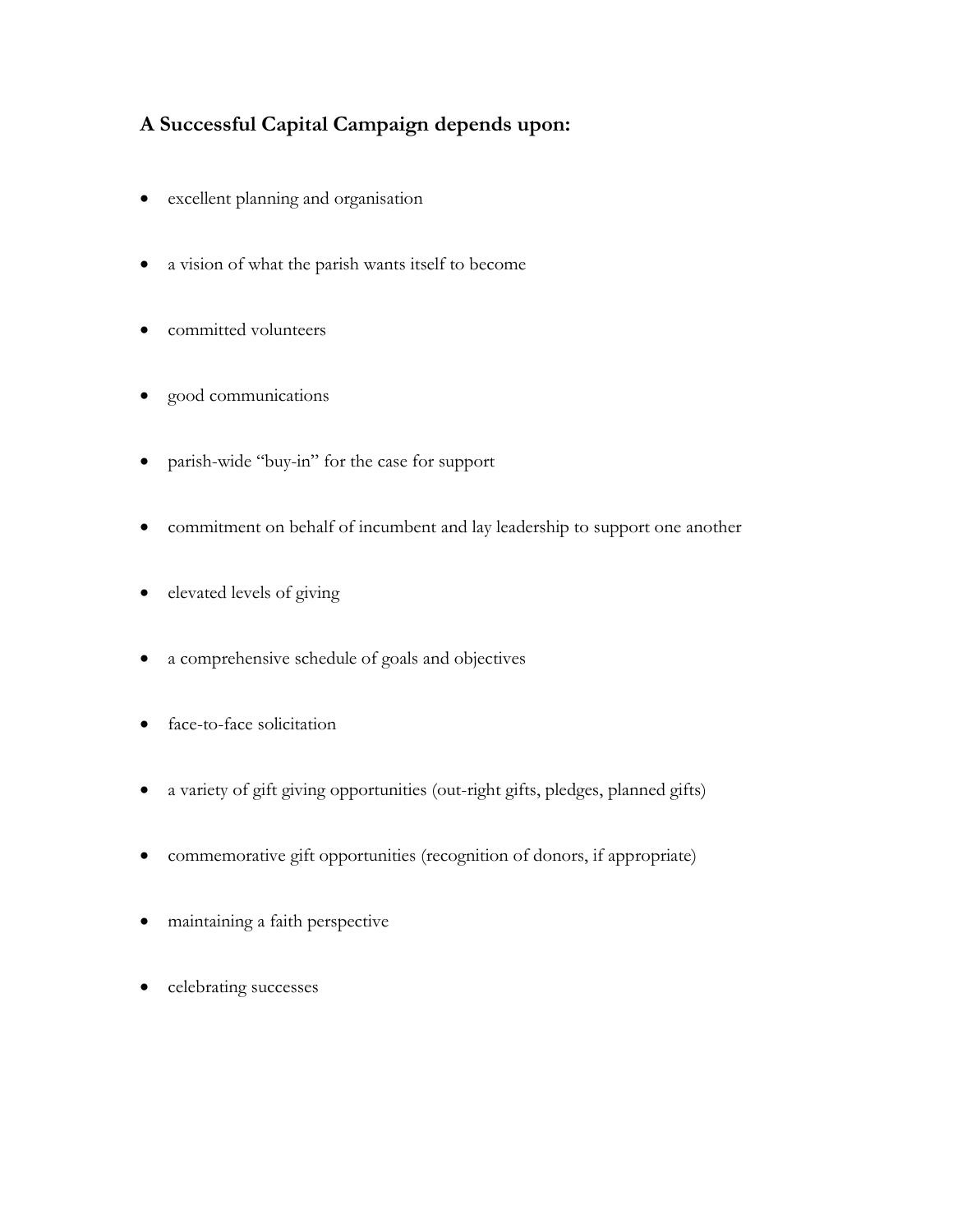**A Successful Capital Campaign depends upon:**

- excellent planning and organisation
- a vision of what the parish wants itself to become
- committed volunteers
- good communications
- parish-wide “buy-in” for the case for support
- commitment on behalf of incumbent and lay leadership to support one another
- elevated levels of giving
- a comprehensive schedule of goals and objectives
- face-to-face solicitation
- a variety of gift giving opportunities (out-right gifts, pledges, planned gifts)
- commemorative gift opportunities (recognition of donors, if appropriate)
- maintaining a faith perspective
- celebrating successes